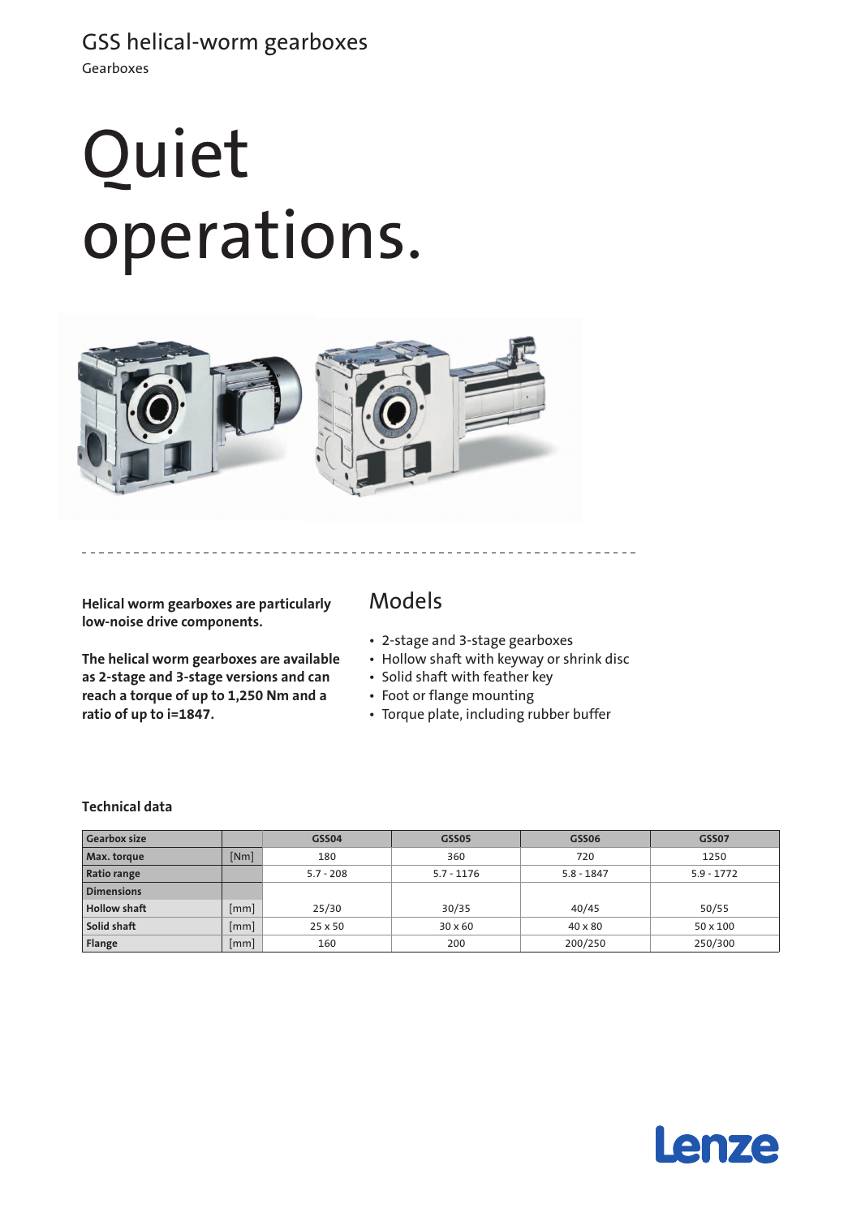GSS helical-worm gearboxes

Gearboxes

# Quiet operations.

**Helical worm gearboxes are particularly low-noise drive components.**

**The helical worm gearboxes are available as 2-stage and 3-stage versions and can reach a torque of up to 1,250 Nm and a ratio of up to i=1847.**

## Models

- 2-stage and 3-stage gearboxes
- Hollow shaft with keyway or shrink disc
- Solid shaft with feather key
- Foot or flange mounting
- Torque plate, including rubber buffer

### Technical data

| Gearbox size | | GSS04 | GSS05 | GSS06 | GSS07 |
|---|---|---|---|---|---|
| Max. torque | [Nm] | 180 | 360 | 720 | 1250 |
| Ratio range | | 5.7 - 208 | 5.7 - 1176 | 5.8 - 1847 | 5.9 - 1772 |
| Dimensions | | | | | |
| Hollow shaft | [mm] | 25/30 | 30/35 | 40/45 | 50/55 |
| Solid shaft | [mm] | 25 x 50 | 30 x 60 | 40 x 80 | 50 x 100 |
| Flange | [mm] | 160 | 200 | 200/250 | 250/300 |

Lenze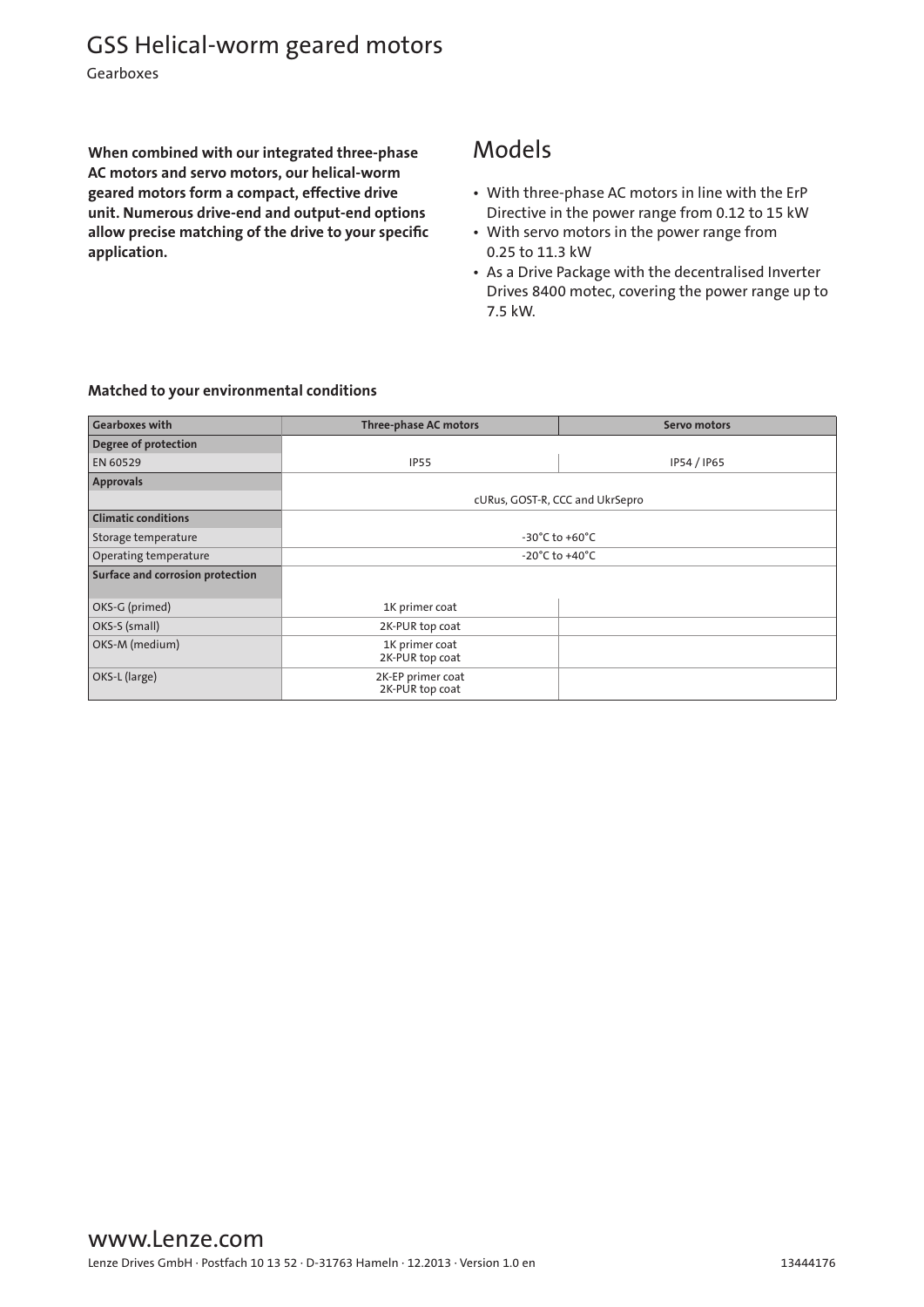# GSS Helical-worm geared motors

Gearboxes

**When combined with our integrated three-phase AC motors and servo motors, our helical-worm geared motors form a compact, effective drive unit. Numerous drive-end and output-end options allow precise matching of the drive to your specific application.**

## Models

- With three-phase AC motors in line with the ErP Directive in the power range from 0.12 to 15 kW
- With servo motors in the power range from 0.25 to 11.3 kW
- As a Drive Package with the decentralised Inverter Drives 8400 motec, covering the power range up to 7.5 kW.

**Matched to your environmental conditions**

| Gearboxes with | Three-phase AC motors | Servo motors |
|---|---|---|
| **Degree of protection** | | |
| EN 60529 | IP55 | IP54 / IP65 |
| **Approvals** | | |
| | cURus, GOST-R, CCC and UkrSepro | |
| **Climatic conditions** | | |
| Storage temperature | -30°C to +60°C | |
| Operating temperature | -20°C to +40°C | |
| **Surface and corrosion protection** | | |
| OKS-G (primed) | 1K primer coat | |
| OKS-S (small) | 2K-PUR top coat | |
| OKS-M (medium) | 1K primer coat<br>2K-PUR top coat | |
| OKS-L (large) | 2K-EP primer coat<br>2K-PUR top coat | |

www.Lenze.com

Lenze Drives GmbH · Postfach 10 13 52 · D-31763 Hameln · 12.2013 · Version 1.0 en

13444176